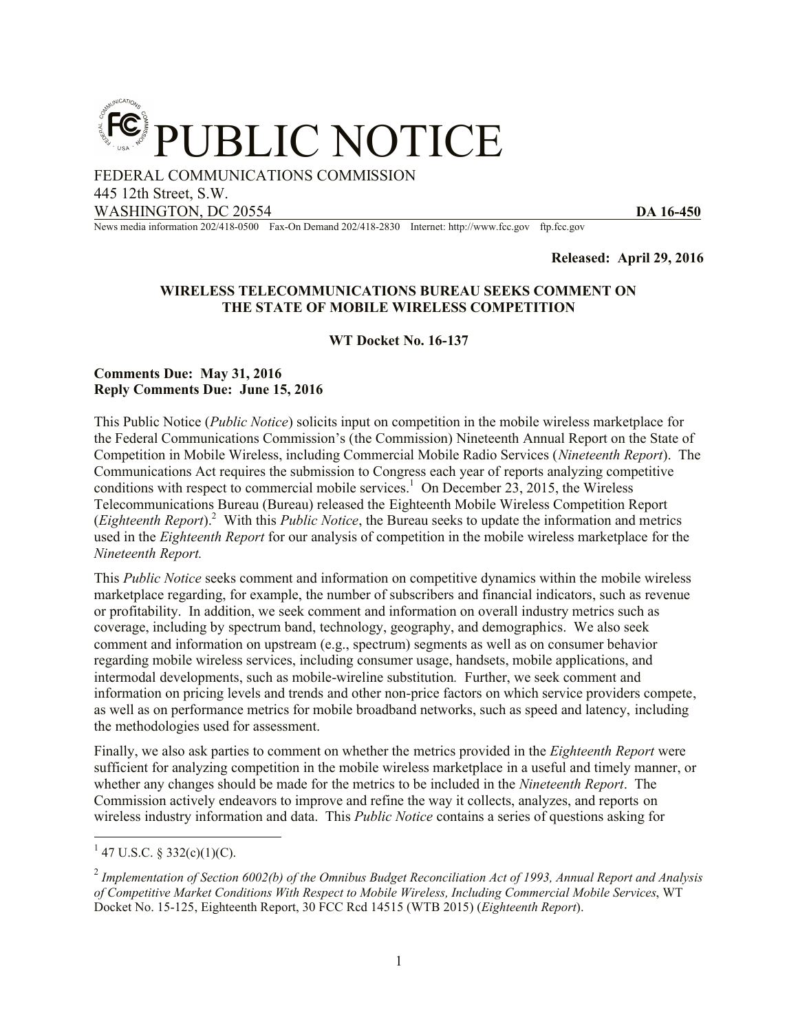# PUBLIC NOTICE

FEDERAL COMMUNICATIONS COMMISSION
445 12th Street, S.W.
WASHINGTON, DC 20554 **DA 16-450**

News media information 202/418-0500 Fax-On Demand 202/418-2830 Internet: http://www.fcc.gov ftp.fcc.gov

**Released: April 29, 2016**

**WIRELESS TELECOMMUNICATIONS BUREAU SEEKS COMMENT ON THE STATE OF MOBILE WIRELESS COMPETITION**

**WT Docket No. 16-137**

**Comments Due: May 31, 2016**
**Reply Comments Due: June 15, 2016**

This Public Notice (*Public Notice*) solicits input on competition in the mobile wireless marketplace for the Federal Communications Commission's (the Commission) Nineteenth Annual Report on the State of Competition in Mobile Wireless, including Commercial Mobile Radio Services (*Nineteenth Report*). The Communications Act requires the submission to Congress each year of reports analyzing competitive conditions with respect to commercial mobile services.[1] On December 23, 2015, the Wireless Telecommunications Bureau (Bureau) released the Eighteenth Mobile Wireless Competition Report (*Eighteenth Report*).[2] With this *Public Notice*, the Bureau seeks to update the information and metrics used in the *Eighteenth Report* for our analysis of competition in the mobile wireless marketplace for the *Nineteenth Report.*

This *Public Notice* seeks comment and information on competitive dynamics within the mobile wireless marketplace regarding, for example, the number of subscribers and financial indicators, such as revenue or profitability. In addition, we seek comment and information on overall industry metrics such as coverage, including by spectrum band, technology, geography, and demographics. We also seek comment and information on upstream (e.g., spectrum) segments as well as on consumer behavior regarding mobile wireless services, including consumer usage, handsets, mobile applications, and intermodal developments, such as mobile-wireline substitution*.* Further, we seek comment and information on pricing levels and trends and other non-price factors on which service providers compete, as well as on performance metrics for mobile broadband networks, such as speed and latency, including the methodologies used for assessment.

Finally, we also ask parties to comment on whether the metrics provided in the *Eighteenth Report* were sufficient for analyzing competition in the mobile wireless marketplace in a useful and timely manner, or whether any changes should be made for the metrics to be included in the *Nineteenth Report*. The Commission actively endeavors to improve and refine the way it collects, analyzes, and reports on wireless industry information and data. This *Public Notice* contains a series of questions asking for

---

[1] 47 U.S.C. § 332(c)(1)(C).

[2] *Implementation of Section 6002(b) of the Omnibus Budget Reconciliation Act of 1993, Annual Report and Analysis of Competitive Market Conditions With Respect to Mobile Wireless, Including Commercial Mobile Services*, WT Docket No. 15-125, Eighteenth Report, 30 FCC Rcd 14515 (WTB 2015) (*Eighteenth Report*).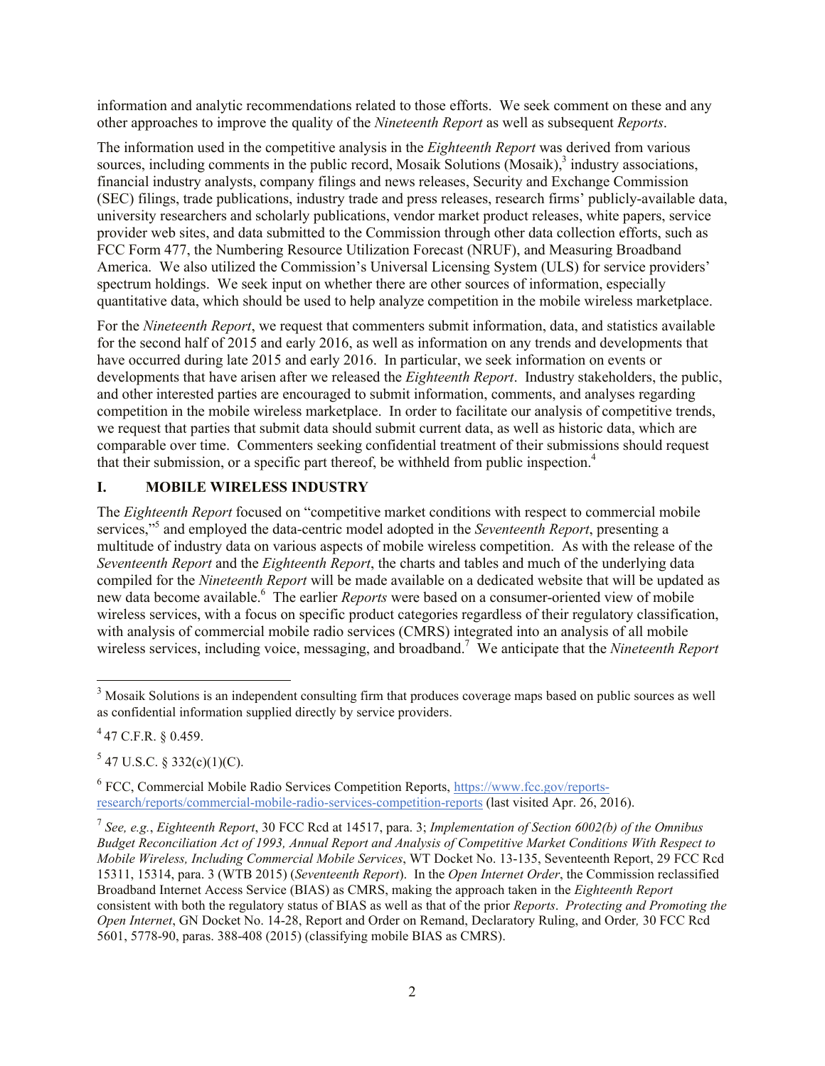information and analytic recommendations related to those efforts. We seek comment on these and any other approaches to improve the quality of the *Nineteenth Report* as well as subsequent *Reports*.

The information used in the competitive analysis in the *Eighteenth Report* was derived from various sources, including comments in the public record, Mosaik Solutions (Mosaik),[3] industry associations, financial industry analysts, company filings and news releases, Security and Exchange Commission (SEC) filings, trade publications, industry trade and press releases, research firms' publicly-available data, university researchers and scholarly publications, vendor market product releases, white papers, service provider web sites, and data submitted to the Commission through other data collection efforts, such as FCC Form 477, the Numbering Resource Utilization Forecast (NRUF), and Measuring Broadband America. We also utilized the Commission's Universal Licensing System (ULS) for service providers' spectrum holdings. We seek input on whether there are other sources of information, especially quantitative data, which should be used to help analyze competition in the mobile wireless marketplace.

For the *Nineteenth Report*, we request that commenters submit information, data, and statistics available for the second half of 2015 and early 2016, as well as information on any trends and developments that have occurred during late 2015 and early 2016. In particular, we seek information on events or developments that have arisen after we released the *Eighteenth Report*. Industry stakeholders, the public, and other interested parties are encouraged to submit information, comments, and analyses regarding competition in the mobile wireless marketplace. In order to facilitate our analysis of competitive trends, we request that parties that submit data should submit current data, as well as historic data, which are comparable over time. Commenters seeking confidential treatment of their submissions should request that their submission, or a specific part thereof, be withheld from public inspection.[4]

## I. MOBILE WIRELESS INDUSTRY

The *Eighteenth Report* focused on "competitive market conditions with respect to commercial mobile services,"[5] and employed the data-centric model adopted in the *Seventeenth Report*, presenting a multitude of industry data on various aspects of mobile wireless competition. As with the release of the *Seventeenth Report* and the *Eighteenth Report*, the charts and tables and much of the underlying data compiled for the *Nineteenth Report* will be made available on a dedicated website that will be updated as new data become available.[6] The earlier *Reports* were based on a consumer-oriented view of mobile wireless services, with a focus on specific product categories regardless of their regulatory classification, with analysis of commercial mobile radio services (CMRS) integrated into an analysis of all mobile wireless services, including voice, messaging, and broadband.[7] We anticipate that the *Nineteenth Report*

---

[3] Mosaik Solutions is an independent consulting firm that produces coverage maps based on public sources as well as confidential information supplied directly by service providers.

[4] 47 C.F.R. § 0.459.

[5] 47 U.S.C. § 332(c)(1)(C).

[6] FCC, Commercial Mobile Radio Services Competition Reports, https://www.fcc.gov/reports-research/reports/commercial-mobile-radio-services-competition-reports (last visited Apr. 26, 2016).

[7] *See, e.g.*, *Eighteenth Report*, 30 FCC Rcd at 14517, para. 3; *Implementation of Section 6002(b) of the Omnibus Budget Reconciliation Act of 1993, Annual Report and Analysis of Competitive Market Conditions With Respect to Mobile Wireless, Including Commercial Mobile Services*, WT Docket No. 13-135, Seventeenth Report, 29 FCC Rcd 15311, 15314, para. 3 (WTB 2015) (*Seventeenth Report*). In the *Open Internet Order*, the Commission reclassified Broadband Internet Access Service (BIAS) as CMRS, making the approach taken in the *Eighteenth Report* consistent with both the regulatory status of BIAS as well as that of the prior *Reports*. *Protecting and Promoting the Open Internet*, GN Docket No. 14-28, Report and Order on Remand, Declaratory Ruling, and Order*,* 30 FCC Rcd 5601, 5778-90, paras. 388-408 (2015) (classifying mobile BIAS as CMRS).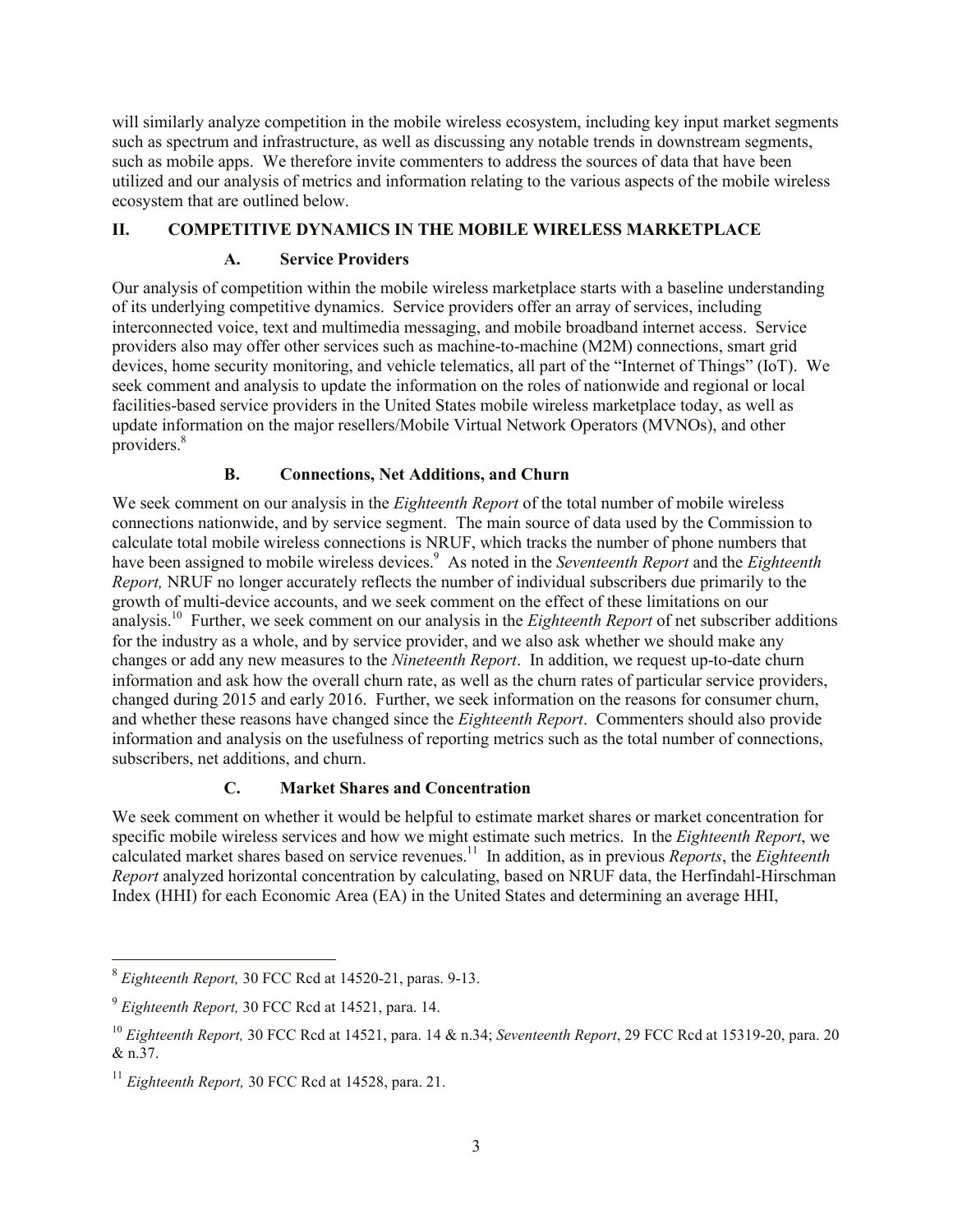will similarly analyze competition in the mobile wireless ecosystem, including key input market segments such as spectrum and infrastructure, as well as discussing any notable trends in downstream segments, such as mobile apps. We therefore invite commenters to address the sources of data that have been utilized and our analysis of metrics and information relating to the various aspects of the mobile wireless ecosystem that are outlined below.

## II. COMPETITIVE DYNAMICS IN THE MOBILE WIRELESS MARKETPLACE

### A. Service Providers

Our analysis of competition within the mobile wireless marketplace starts with a baseline understanding of its underlying competitive dynamics. Service providers offer an array of services, including interconnected voice, text and multimedia messaging, and mobile broadband internet access. Service providers also may offer other services such as machine-to-machine (M2M) connections, smart grid devices, home security monitoring, and vehicle telematics, all part of the "Internet of Things" (IoT). We seek comment and analysis to update the information on the roles of nationwide and regional or local facilities-based service providers in the United States mobile wireless marketplace today, as well as update information on the major resellers/Mobile Virtual Network Operators (MVNOs), and other providers.[8]

### B. Connections, Net Additions, and Churn

We seek comment on our analysis in the *Eighteenth Report* of the total number of mobile wireless connections nationwide, and by service segment. The main source of data used by the Commission to calculate total mobile wireless connections is NRUF, which tracks the number of phone numbers that have been assigned to mobile wireless devices.[9] As noted in the *Seventeenth Report* and the *Eighteenth Report,* NRUF no longer accurately reflects the number of individual subscribers due primarily to the growth of multi-device accounts, and we seek comment on the effect of these limitations on our analysis.[10] Further, we seek comment on our analysis in the *Eighteenth Report* of net subscriber additions for the industry as a whole, and by service provider, and we also ask whether we should make any changes or add any new measures to the *Nineteenth Report*. In addition, we request up-to-date churn information and ask how the overall churn rate, as well as the churn rates of particular service providers, changed during 2015 and early 2016. Further, we seek information on the reasons for consumer churn, and whether these reasons have changed since the *Eighteenth Report*. Commenters should also provide information and analysis on the usefulness of reporting metrics such as the total number of connections, subscribers, net additions, and churn.

### C. Market Shares and Concentration

We seek comment on whether it would be helpful to estimate market shares or market concentration for specific mobile wireless services and how we might estimate such metrics. In the *Eighteenth Report*, we calculated market shares based on service revenues.[11] In addition, as in previous *Reports*, the *Eighteenth Report* analyzed horizontal concentration by calculating, based on NRUF data, the Herfindahl-Hirschman Index (HHI) for each Economic Area (EA) in the United States and determining an average HHI,

---

[8] *Eighteenth Report,* 30 FCC Rcd at 14520-21, paras. 9-13.

[9] *Eighteenth Report,* 30 FCC Rcd at 14521, para. 14.

[10] *Eighteenth Report,* 30 FCC Rcd at 14521, para. 14 & n.34; *Seventeenth Report*, 29 FCC Rcd at 15319-20, para. 20 & n.37.

[11] *Eighteenth Report,* 30 FCC Rcd at 14528, para. 21.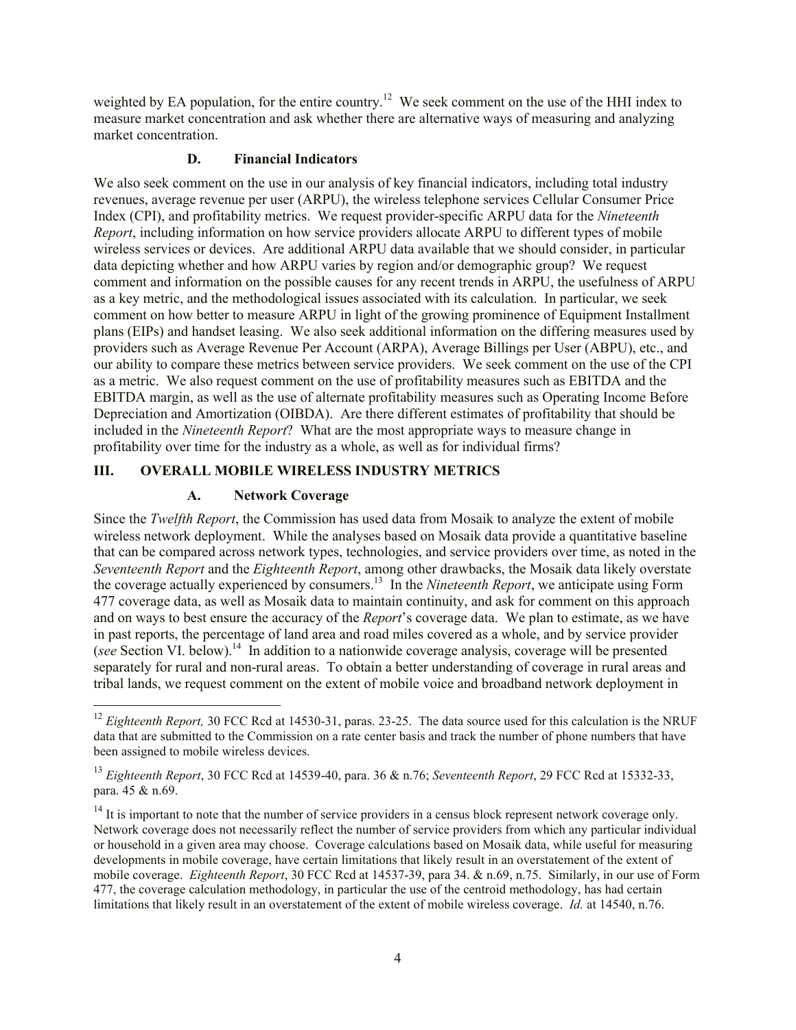weighted by EA population, for the entire country.[12] We seek comment on the use of the HHI index to measure market concentration and ask whether there are alternative ways of measuring and analyzing market concentration.

### D. Financial Indicators

We also seek comment on the use in our analysis of key financial indicators, including total industry revenues, average revenue per user (ARPU), the wireless telephone services Cellular Consumer Price Index (CPI), and profitability metrics. We request provider-specific ARPU data for the *Nineteenth Report*, including information on how service providers allocate ARPU to different types of mobile wireless services or devices. Are additional ARPU data available that we should consider, in particular data depicting whether and how ARPU varies by region and/or demographic group? We request comment and information on the possible causes for any recent trends in ARPU, the usefulness of ARPU as a key metric, and the methodological issues associated with its calculation. In particular, we seek comment on how better to measure ARPU in light of the growing prominence of Equipment Installment plans (EIPs) and handset leasing. We also seek additional information on the differing measures used by providers such as Average Revenue Per Account (ARPA), Average Billings per User (ABPU), etc., and our ability to compare these metrics between service providers. We seek comment on the use of the CPI as a metric. We also request comment on the use of profitability measures such as EBITDA and the EBITDA margin, as well as the use of alternate profitability measures such as Operating Income Before Depreciation and Amortization (OIBDA). Are there different estimates of profitability that should be included in the *Nineteenth Report*? What are the most appropriate ways to measure change in profitability over time for the industry as a whole, as well as for individual firms?

## III. OVERALL MOBILE WIRELESS INDUSTRY METRICS

### A. Network Coverage

Since the *Twelfth Report*, the Commission has used data from Mosaik to analyze the extent of mobile wireless network deployment. While the analyses based on Mosaik data provide a quantitative baseline that can be compared across network types, technologies, and service providers over time, as noted in the *Seventeenth Report* and the *Eighteenth Report*, among other drawbacks, the Mosaik data likely overstate the coverage actually experienced by consumers.[13] In the *Nineteenth Report*, we anticipate using Form 477 coverage data, as well as Mosaik data to maintain continuity, and ask for comment on this approach and on ways to best ensure the accuracy of the *Report*'s coverage data. We plan to estimate, as we have in past reports, the percentage of land area and road miles covered as a whole, and by service provider (*see* Section VI. below).[14] In addition to a nationwide coverage analysis, coverage will be presented separately for rural and non-rural areas. To obtain a better understanding of coverage in rural areas and tribal lands, we request comment on the extent of mobile voice and broadband network deployment in

---

[12] *Eighteenth Report,* 30 FCC Rcd at 14530-31, paras. 23-25. The data source used for this calculation is the NRUF data that are submitted to the Commission on a rate center basis and track the number of phone numbers that have been assigned to mobile wireless devices.

[13] *Eighteenth Report*, 30 FCC Rcd at 14539-40, para. 36 & n.76; *Seventeenth Report*, 29 FCC Rcd at 15332-33, para. 45 & n.69.

[14] It is important to note that the number of service providers in a census block represent network coverage only. Network coverage does not necessarily reflect the number of service providers from which any particular individual or household in a given area may choose. Coverage calculations based on Mosaik data, while useful for measuring developments in mobile coverage, have certain limitations that likely result in an overstatement of the extent of mobile coverage. *Eighteenth Report*, 30 FCC Rcd at 14537-39, para 34. & n.69, n.75. Similarly, in our use of Form 477, the coverage calculation methodology, in particular the use of the centroid methodology, has had certain limitations that likely result in an overstatement of the extent of mobile wireless coverage. *Id.* at 14540, n.76.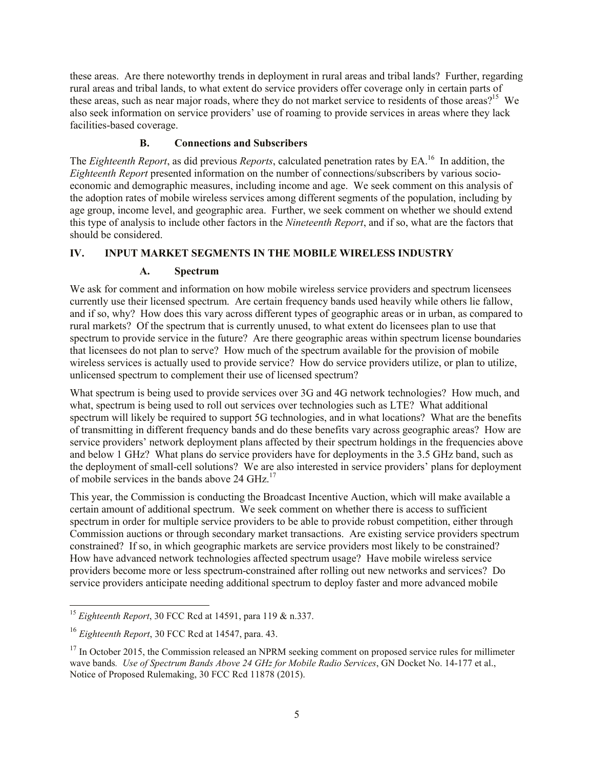these areas. Are there noteworthy trends in deployment in rural areas and tribal lands? Further, regarding rural areas and tribal lands, to what extent do service providers offer coverage only in certain parts of these areas, such as near major roads, where they do not market service to residents of those areas?[15] We also seek information on service providers' use of roaming to provide services in areas where they lack facilities-based coverage.

### B. Connections and Subscribers

The *Eighteenth Report*, as did previous *Reports*, calculated penetration rates by EA.[16] In addition, the *Eighteenth Report* presented information on the number of connections/subscribers by various socio-economic and demographic measures, including income and age. We seek comment on this analysis of the adoption rates of mobile wireless services among different segments of the population, including by age group, income level, and geographic area. Further, we seek comment on whether we should extend this type of analysis to include other factors in the *Nineteenth Report*, and if so, what are the factors that should be considered.

## IV. INPUT MARKET SEGMENTS IN THE MOBILE WIRELESS INDUSTRY

### A. Spectrum

We ask for comment and information on how mobile wireless service providers and spectrum licensees currently use their licensed spectrum. Are certain frequency bands used heavily while others lie fallow, and if so, why? How does this vary across different types of geographic areas or in urban, as compared to rural markets? Of the spectrum that is currently unused, to what extent do licensees plan to use that spectrum to provide service in the future? Are there geographic areas within spectrum license boundaries that licensees do not plan to serve? How much of the spectrum available for the provision of mobile wireless services is actually used to provide service? How do service providers utilize, or plan to utilize, unlicensed spectrum to complement their use of licensed spectrum?

What spectrum is being used to provide services over 3G and 4G network technologies? How much, and what, spectrum is being used to roll out services over technologies such as LTE? What additional spectrum will likely be required to support 5G technologies, and in what locations? What are the benefits of transmitting in different frequency bands and do these benefits vary across geographic areas? How are service providers' network deployment plans affected by their spectrum holdings in the frequencies above and below 1 GHz? What plans do service providers have for deployments in the 3.5 GHz band, such as the deployment of small-cell solutions? We are also interested in service providers' plans for deployment of mobile services in the bands above 24 GHz.[17]

This year, the Commission is conducting the Broadcast Incentive Auction, which will make available a certain amount of additional spectrum. We seek comment on whether there is access to sufficient spectrum in order for multiple service providers to be able to provide robust competition, either through Commission auctions or through secondary market transactions. Are existing service providers spectrum constrained? If so, in which geographic markets are service providers most likely to be constrained? How have advanced network technologies affected spectrum usage? Have mobile wireless service providers become more or less spectrum-constrained after rolling out new networks and services? Do service providers anticipate needing additional spectrum to deploy faster and more advanced mobile

---

[15] *Eighteenth Report*, 30 FCC Rcd at 14591, para 119 & n.337.

[16] *Eighteenth Report*, 30 FCC Rcd at 14547, para. 43.

[17] In October 2015, the Commission released an NPRM seeking comment on proposed service rules for millimeter wave bands. *Use of Spectrum Bands Above 24 GHz for Mobile Radio Services*, GN Docket No. 14-177 et al., Notice of Proposed Rulemaking, 30 FCC Rcd 11878 (2015).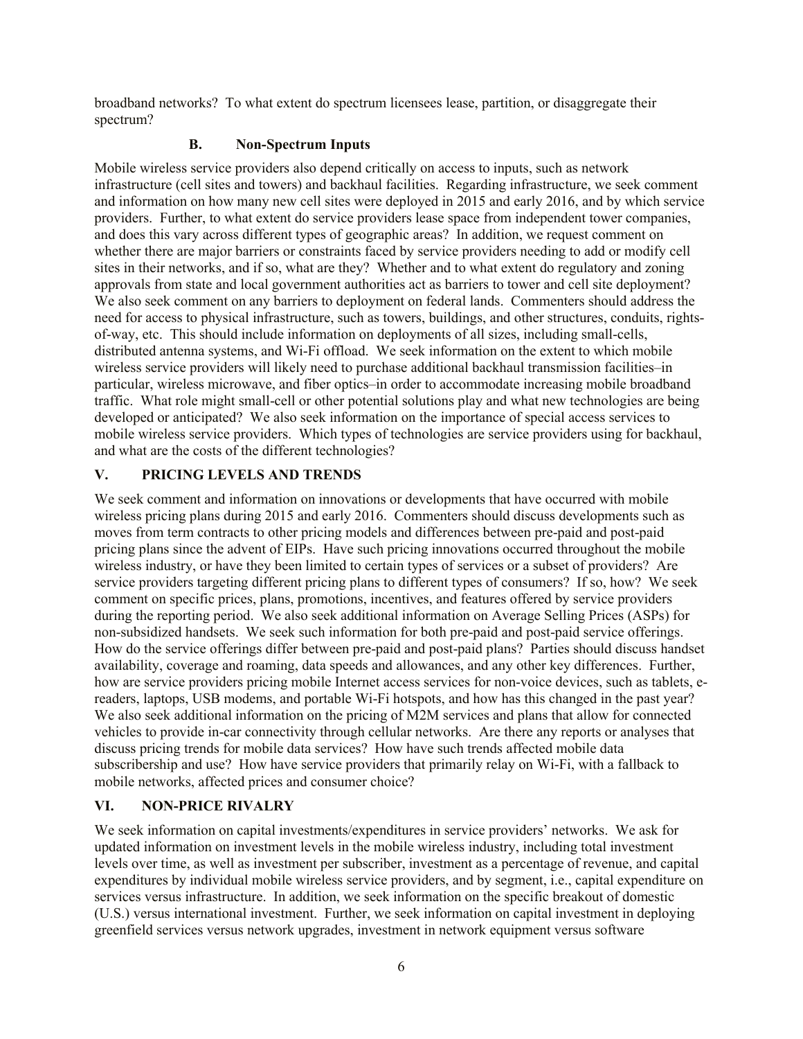broadband networks? To what extent do spectrum licensees lease, partition, or disaggregate their spectrum?

### B. Non-Spectrum Inputs

Mobile wireless service providers also depend critically on access to inputs, such as network infrastructure (cell sites and towers) and backhaul facilities. Regarding infrastructure, we seek comment and information on how many new cell sites were deployed in 2015 and early 2016, and by which service providers. Further, to what extent do service providers lease space from independent tower companies, and does this vary across different types of geographic areas? In addition, we request comment on whether there are major barriers or constraints faced by service providers needing to add or modify cell sites in their networks, and if so, what are they? Whether and to what extent do regulatory and zoning approvals from state and local government authorities act as barriers to tower and cell site deployment? We also seek comment on any barriers to deployment on federal lands. Commenters should address the need for access to physical infrastructure, such as towers, buildings, and other structures, conduits, rights-of-way, etc. This should include information on deployments of all sizes, including small-cells, distributed antenna systems, and Wi-Fi offload. We seek information on the extent to which mobile wireless service providers will likely need to purchase additional backhaul transmission facilities–in particular, wireless microwave, and fiber optics–in order to accommodate increasing mobile broadband traffic. What role might small-cell or other potential solutions play and what new technologies are being developed or anticipated? We also seek information on the importance of special access services to mobile wireless service providers. Which types of technologies are service providers using for backhaul, and what are the costs of the different technologies?

## V. PRICING LEVELS AND TRENDS

We seek comment and information on innovations or developments that have occurred with mobile wireless pricing plans during 2015 and early 2016. Commenters should discuss developments such as moves from term contracts to other pricing models and differences between pre-paid and post-paid pricing plans since the advent of EIPs. Have such pricing innovations occurred throughout the mobile wireless industry, or have they been limited to certain types of services or a subset of providers? Are service providers targeting different pricing plans to different types of consumers? If so, how? We seek comment on specific prices, plans, promotions, incentives, and features offered by service providers during the reporting period. We also seek additional information on Average Selling Prices (ASPs) for non-subsidized handsets. We seek such information for both pre-paid and post-paid service offerings. How do the service offerings differ between pre-paid and post-paid plans? Parties should discuss handset availability, coverage and roaming, data speeds and allowances, and any other key differences. Further, how are service providers pricing mobile Internet access services for non-voice devices, such as tablets, e-readers, laptops, USB modems, and portable Wi-Fi hotspots, and how has this changed in the past year? We also seek additional information on the pricing of M2M services and plans that allow for connected vehicles to provide in-car connectivity through cellular networks. Are there any reports or analyses that discuss pricing trends for mobile data services? How have such trends affected mobile data subscribership and use? How have service providers that primarily relay on Wi-Fi, with a fallback to mobile networks, affected prices and consumer choice?

## VI. NON-PRICE RIVALRY

We seek information on capital investments/expenditures in service providers' networks. We ask for updated information on investment levels in the mobile wireless industry, including total investment levels over time, as well as investment per subscriber, investment as a percentage of revenue, and capital expenditures by individual mobile wireless service providers, and by segment, i.e., capital expenditure on services versus infrastructure. In addition, we seek information on the specific breakout of domestic (U.S.) versus international investment. Further, we seek information on capital investment in deploying greenfield services versus network upgrades, investment in network equipment versus software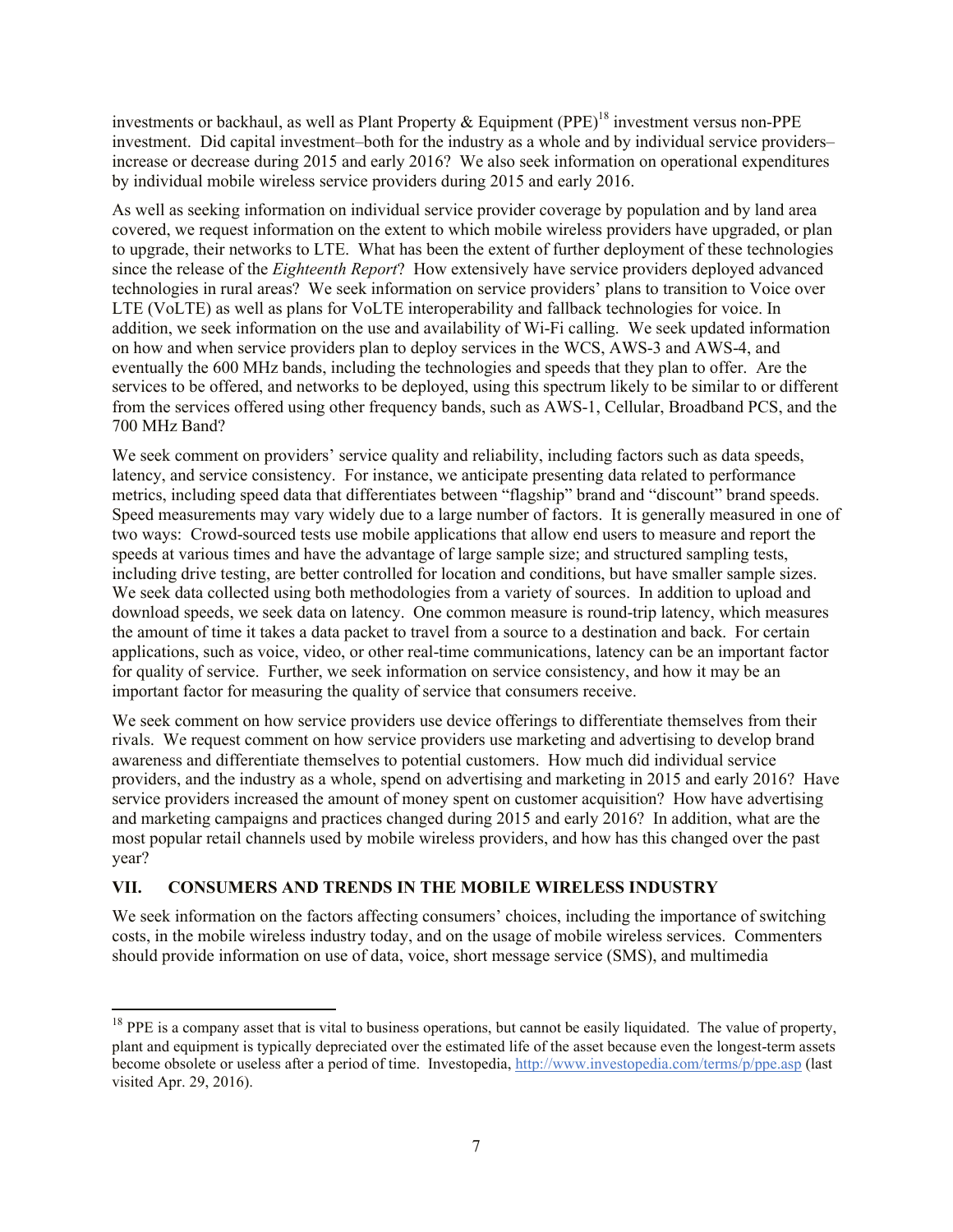investments or backhaul, as well as Plant Property & Equipment (PPE)[18] investment versus non-PPE investment. Did capital investment–both for the industry as a whole and by individual service providers–increase or decrease during 2015 and early 2016? We also seek information on operational expenditures by individual mobile wireless service providers during 2015 and early 2016.

As well as seeking information on individual service provider coverage by population and by land area covered, we request information on the extent to which mobile wireless providers have upgraded, or plan to upgrade, their networks to LTE. What has been the extent of further deployment of these technologies since the release of the *Eighteenth Report*? How extensively have service providers deployed advanced technologies in rural areas? We seek information on service providers' plans to transition to Voice over LTE (VoLTE) as well as plans for VoLTE interoperability and fallback technologies for voice. In addition, we seek information on the use and availability of Wi-Fi calling. We seek updated information on how and when service providers plan to deploy services in the WCS, AWS-3 and AWS-4, and eventually the 600 MHz bands, including the technologies and speeds that they plan to offer. Are the services to be offered, and networks to be deployed, using this spectrum likely to be similar to or different from the services offered using other frequency bands, such as AWS-1, Cellular, Broadband PCS, and the 700 MHz Band?

We seek comment on providers' service quality and reliability, including factors such as data speeds, latency, and service consistency. For instance, we anticipate presenting data related to performance metrics, including speed data that differentiates between "flagship" brand and "discount" brand speeds. Speed measurements may vary widely due to a large number of factors. It is generally measured in one of two ways: Crowd-sourced tests use mobile applications that allow end users to measure and report the speeds at various times and have the advantage of large sample size; and structured sampling tests, including drive testing, are better controlled for location and conditions, but have smaller sample sizes. We seek data collected using both methodologies from a variety of sources. In addition to upload and download speeds, we seek data on latency. One common measure is round-trip latency, which measures the amount of time it takes a data packet to travel from a source to a destination and back. For certain applications, such as voice, video, or other real-time communications, latency can be an important factor for quality of service. Further, we seek information on service consistency, and how it may be an important factor for measuring the quality of service that consumers receive.

We seek comment on how service providers use device offerings to differentiate themselves from their rivals. We request comment on how service providers use marketing and advertising to develop brand awareness and differentiate themselves to potential customers. How much did individual service providers, and the industry as a whole, spend on advertising and marketing in 2015 and early 2016? Have service providers increased the amount of money spent on customer acquisition? How have advertising and marketing campaigns and practices changed during 2015 and early 2016? In addition, what are the most popular retail channels used by mobile wireless providers, and how has this changed over the past year?

## VII. CONSUMERS AND TRENDS IN THE MOBILE WIRELESS INDUSTRY

We seek information on the factors affecting consumers' choices, including the importance of switching costs, in the mobile wireless industry today, and on the usage of mobile wireless services. Commenters should provide information on use of data, voice, short message service (SMS), and multimedia

---

[18] PPE is a company asset that is vital to business operations, but cannot be easily liquidated. The value of property, plant and equipment is typically depreciated over the estimated life of the asset because even the longest-term assets become obsolete or useless after a period of time. Investopedia, http://www.investopedia.com/terms/p/ppe.asp (last visited Apr. 29, 2016).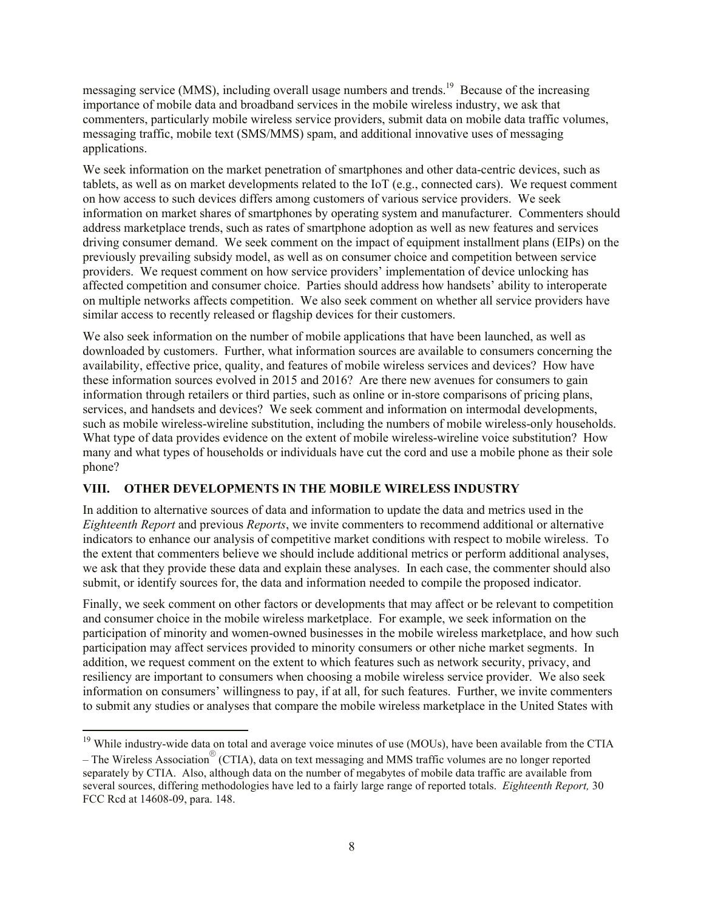messaging service (MMS), including overall usage numbers and trends.[19] Because of the increasing importance of mobile data and broadband services in the mobile wireless industry, we ask that commenters, particularly mobile wireless service providers, submit data on mobile data traffic volumes, messaging traffic, mobile text (SMS/MMS) spam, and additional innovative uses of messaging applications.

We seek information on the market penetration of smartphones and other data-centric devices, such as tablets, as well as on market developments related to the IoT (e.g., connected cars). We request comment on how access to such devices differs among customers of various service providers. We seek information on market shares of smartphones by operating system and manufacturer. Commenters should address marketplace trends, such as rates of smartphone adoption as well as new features and services driving consumer demand. We seek comment on the impact of equipment installment plans (EIPs) on the previously prevailing subsidy model, as well as on consumer choice and competition between service providers. We request comment on how service providers' implementation of device unlocking has affected competition and consumer choice. Parties should address how handsets' ability to interoperate on multiple networks affects competition. We also seek comment on whether all service providers have similar access to recently released or flagship devices for their customers.

We also seek information on the number of mobile applications that have been launched, as well as downloaded by customers. Further, what information sources are available to consumers concerning the availability, effective price, quality, and features of mobile wireless services and devices? How have these information sources evolved in 2015 and 2016? Are there new avenues for consumers to gain information through retailers or third parties, such as online or in-store comparisons of pricing plans, services, and handsets and devices? We seek comment and information on intermodal developments, such as mobile wireless-wireline substitution, including the numbers of mobile wireless-only households. What type of data provides evidence on the extent of mobile wireless-wireline voice substitution? How many and what types of households or individuals have cut the cord and use a mobile phone as their sole phone?

## VIII. OTHER DEVELOPMENTS IN THE MOBILE WIRELESS INDUSTRY

In addition to alternative sources of data and information to update the data and metrics used in the *Eighteenth Report* and previous *Reports*, we invite commenters to recommend additional or alternative indicators to enhance our analysis of competitive market conditions with respect to mobile wireless. To the extent that commenters believe we should include additional metrics or perform additional analyses, we ask that they provide these data and explain these analyses. In each case, the commenter should also submit, or identify sources for, the data and information needed to compile the proposed indicator.

Finally, we seek comment on other factors or developments that may affect or be relevant to competition and consumer choice in the mobile wireless marketplace. For example, we seek information on the participation of minority and women-owned businesses in the mobile wireless marketplace, and how such participation may affect services provided to minority consumers or other niche market segments. In addition, we request comment on the extent to which features such as network security, privacy, and resiliency are important to consumers when choosing a mobile wireless service provider. We also seek information on consumers' willingness to pay, if at all, for such features. Further, we invite commenters to submit any studies or analyses that compare the mobile wireless marketplace in the United States with

---

[19] While industry-wide data on total and average voice minutes of use (MOUs), have been available from the CTIA – The Wireless Association® (CTIA), data on text messaging and MMS traffic volumes are no longer reported separately by CTIA. Also, although data on the number of megabytes of mobile data traffic are available from several sources, differing methodologies have led to a fairly large range of reported totals. *Eighteenth Report,* 30 FCC Rcd at 14608-09, para. 148.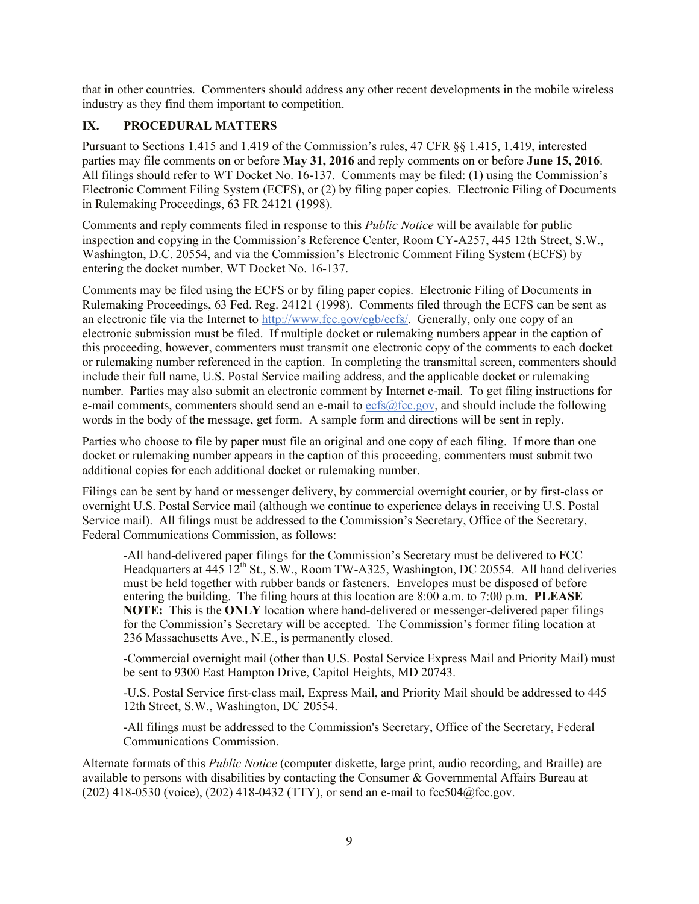that in other countries. Commenters should address any other recent developments in the mobile wireless industry as they find them important to competition.

## IX. PROCEDURAL MATTERS

Pursuant to Sections 1.415 and 1.419 of the Commission's rules, 47 CFR §§ 1.415, 1.419, interested parties may file comments on or before **May 31, 2016** and reply comments on or before **June 15, 2016**. All filings should refer to WT Docket No. 16-137. Comments may be filed: (1) using the Commission's Electronic Comment Filing System (ECFS), or (2) by filing paper copies. Electronic Filing of Documents in Rulemaking Proceedings, 63 FR 24121 (1998).

Comments and reply comments filed in response to this *Public Notice* will be available for public inspection and copying in the Commission's Reference Center, Room CY-A257, 445 12th Street, S.W., Washington, D.C. 20554, and via the Commission's Electronic Comment Filing System (ECFS) by entering the docket number, WT Docket No. 16-137.

Comments may be filed using the ECFS or by filing paper copies. Electronic Filing of Documents in Rulemaking Proceedings, 63 Fed. Reg. 24121 (1998). Comments filed through the ECFS can be sent as an electronic file via the Internet to http://www.fcc.gov/cgb/ecfs/. Generally, only one copy of an electronic submission must be filed. If multiple docket or rulemaking numbers appear in the caption of this proceeding, however, commenters must transmit one electronic copy of the comments to each docket or rulemaking number referenced in the caption. In completing the transmittal screen, commenters should include their full name, U.S. Postal Service mailing address, and the applicable docket or rulemaking number. Parties may also submit an electronic comment by Internet e-mail. To get filing instructions for e-mail comments, commenters should send an e-mail to ecfs@fcc.gov, and should include the following words in the body of the message, get form. A sample form and directions will be sent in reply.

Parties who choose to file by paper must file an original and one copy of each filing. If more than one docket or rulemaking number appears in the caption of this proceeding, commenters must submit two additional copies for each additional docket or rulemaking number.

Filings can be sent by hand or messenger delivery, by commercial overnight courier, or by first-class or overnight U.S. Postal Service mail (although we continue to experience delays in receiving U.S. Postal Service mail). All filings must be addressed to the Commission's Secretary, Office of the Secretary, Federal Communications Commission, as follows:

> -All hand-delivered paper filings for the Commission's Secretary must be delivered to FCC Headquarters at 445 12th St., S.W., Room TW-A325, Washington, DC 20554. All hand deliveries must be held together with rubber bands or fasteners. Envelopes must be disposed of before entering the building. The filing hours at this location are 8:00 a.m. to 7:00 p.m. **PLEASE NOTE:** This is the **ONLY** location where hand-delivered or messenger-delivered paper filings for the Commission's Secretary will be accepted. The Commission's former filing location at 236 Massachusetts Ave., N.E., is permanently closed.
>
> -Commercial overnight mail (other than U.S. Postal Service Express Mail and Priority Mail) must be sent to 9300 East Hampton Drive, Capitol Heights, MD 20743.
>
> -U.S. Postal Service first-class mail, Express Mail, and Priority Mail should be addressed to 445 12th Street, S.W., Washington, DC 20554.
>
> -All filings must be addressed to the Commission's Secretary, Office of the Secretary, Federal Communications Commission.

Alternate formats of this *Public Notice* (computer diskette, large print, audio recording, and Braille) are available to persons with disabilities by contacting the Consumer & Governmental Affairs Bureau at (202) 418-0530 (voice), (202) 418-0432 (TTY), or send an e-mail to fcc504@fcc.gov.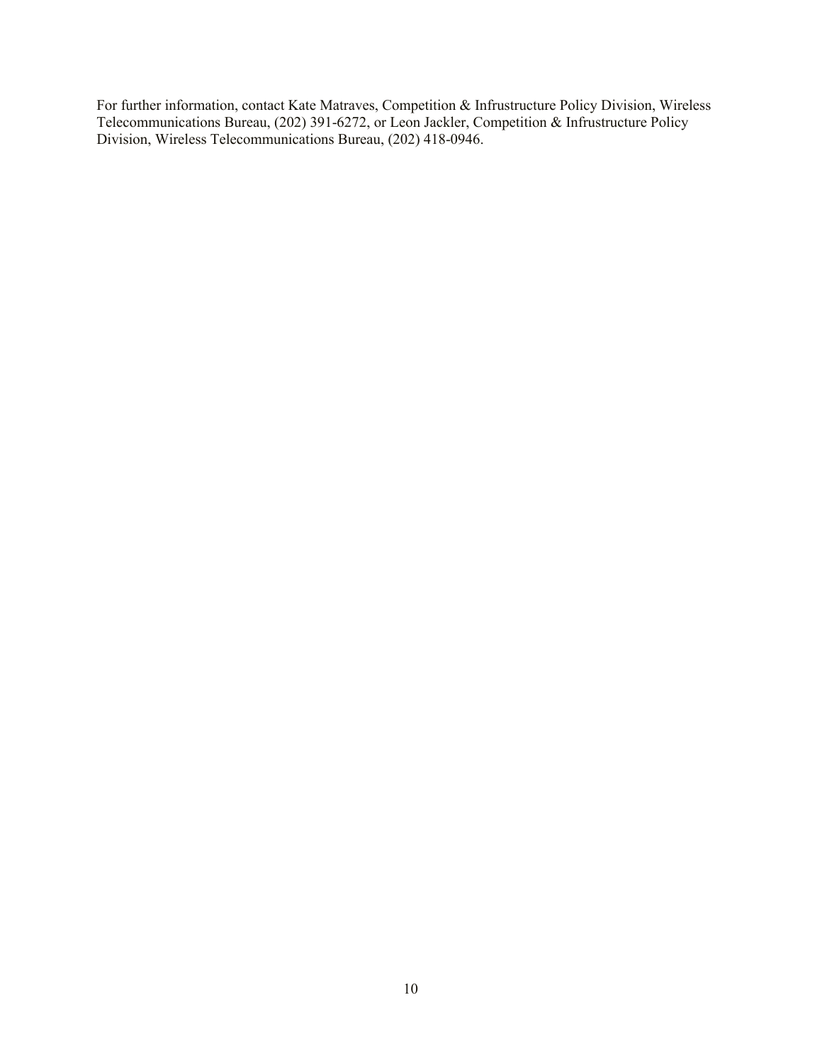For further information, contact Kate Matraves, Competition & Infrustructure Policy Division, Wireless Telecommunications Bureau, (202) 391-6272, or Leon Jackler, Competition & Infrustructure Policy Division, Wireless Telecommunications Bureau, (202) 418-0946.